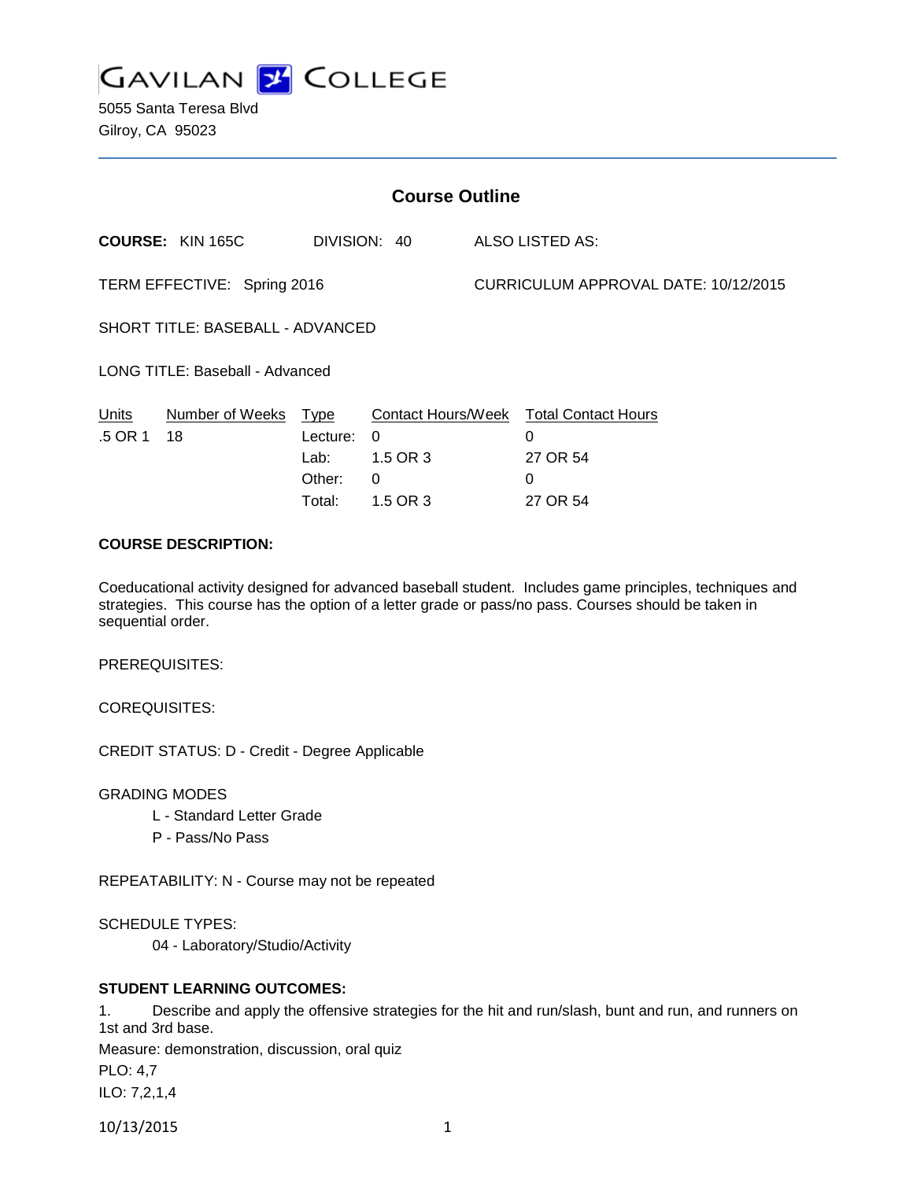GAVILAN COLLEGE

5055 Santa Teresa Blvd
Gilroy, CA 95023

## Course Outline

**COURSE:** KIN 165C DIVISION: 40 ALSO LISTED AS:

TERM EFFECTIVE: Spring 2016 CURRICULUM APPROVAL DATE: 10/12/2015

SHORT TITLE: BASEBALL - ADVANCED

LONG TITLE: Baseball - Advanced

| Units | Number of Weeks | Type | Contact Hours/Week | Total Contact Hours |
|---|---|---|---|---|
| .5 OR 1 | 18 | Lecture: | 0 | 0 |
| | | Lab: | 1.5 OR 3 | 27 OR 54 |
| | | Other: | 0 | 0 |
| | | Total: | 1.5 OR 3 | 27 OR 54 |

**COURSE DESCRIPTION:**

Coeducational activity designed for advanced baseball student. Includes game principles, techniques and strategies. This course has the option of a letter grade or pass/no pass. Courses should be taken in sequential order.

PREREQUISITES:

COREQUISITES:

CREDIT STATUS: D - Credit - Degree Applicable

GRADING MODES

L - Standard Letter Grade

P - Pass/No Pass

REPEATABILITY: N - Course may not be repeated

SCHEDULE TYPES:

04 - Laboratory/Studio/Activity

**STUDENT LEARNING OUTCOMES:**

1. Describe and apply the offensive strategies for the hit and run/slash, bunt and run, and runners on 1st and 3rd base.

Measure: demonstration, discussion, oral quiz

PLO: 4,7

ILO: 7,2,1,4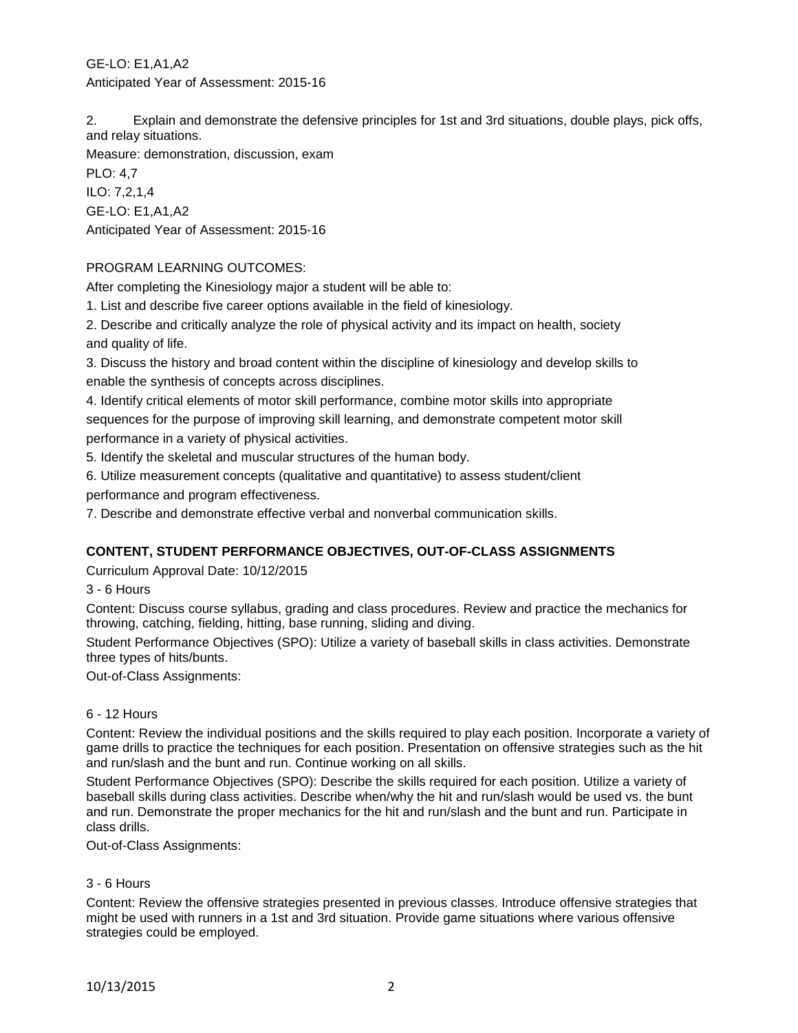GE-LO: E1,A1,A2
Anticipated Year of Assessment: 2015-16

2. Explain and demonstrate the defensive principles for 1st and 3rd situations, double plays, pick offs, and relay situations.
Measure: demonstration, discussion, exam
PLO: 4,7
ILO: 7,2,1,4
GE-LO: E1,A1,A2
Anticipated Year of Assessment: 2015-16

PROGRAM LEARNING OUTCOMES:
After completing the Kinesiology major a student will be able to:
1. List and describe five career options available in the field of kinesiology.
2. Describe and critically analyze the role of physical activity and its impact on health, society and quality of life.
3. Discuss the history and broad content within the discipline of kinesiology and develop skills to enable the synthesis of concepts across disciplines.
4. Identify critical elements of motor skill performance, combine motor skills into appropriate sequences for the purpose of improving skill learning, and demonstrate competent motor skill performance in a variety of physical activities.
5. Identify the skeletal and muscular structures of the human body.
6. Utilize measurement concepts (qualitative and quantitative) to assess student/client performance and program effectiveness.
7. Describe and demonstrate effective verbal and nonverbal communication skills.

## CONTENT, STUDENT PERFORMANCE OBJECTIVES, OUT-OF-CLASS ASSIGNMENTS

Curriculum Approval Date: 10/12/2015

3 - 6 Hours

Content: Discuss course syllabus, grading and class procedures. Review and practice the mechanics for throwing, catching, fielding, hitting, base running, sliding and diving.

Student Performance Objectives (SPO): Utilize a variety of baseball skills in class activities. Demonstrate three types of hits/bunts.

Out-of-Class Assignments:

6 - 12 Hours

Content: Review the individual positions and the skills required to play each position. Incorporate a variety of game drills to practice the techniques for each position. Presentation on offensive strategies such as the hit and run/slash and the bunt and run. Continue working on all skills.

Student Performance Objectives (SPO): Describe the skills required for each position. Utilize a variety of baseball skills during class activities. Describe when/why the hit and run/slash would be used vs. the bunt and run. Demonstrate the proper mechanics for the hit and run/slash and the bunt and run. Participate in class drills.

Out-of-Class Assignments:

3 - 6 Hours

Content: Review the offensive strategies presented in previous classes. Introduce offensive strategies that might be used with runners in a 1st and 3rd situation. Provide game situations where various offensive strategies could be employed.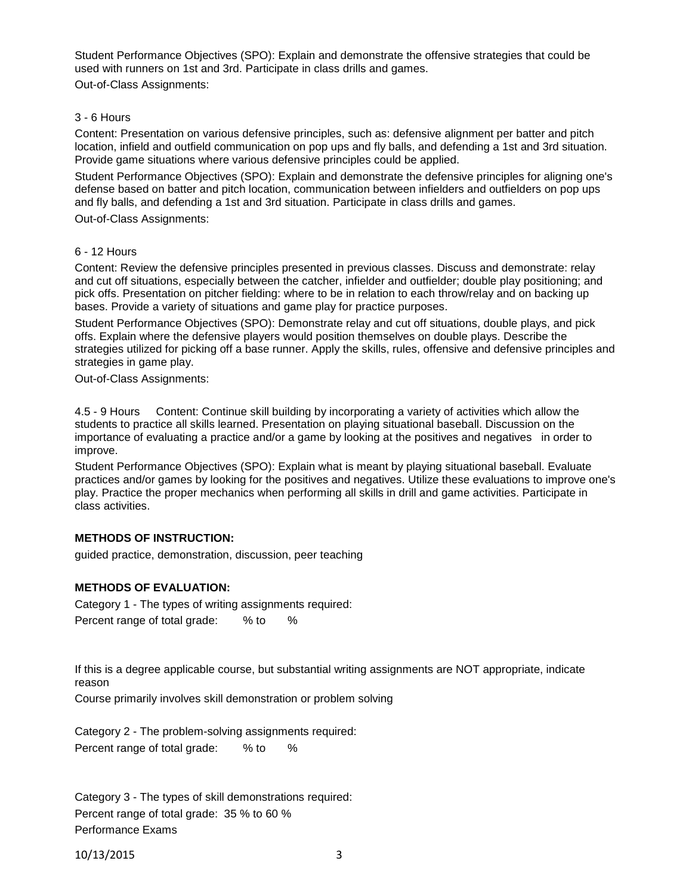Student Performance Objectives (SPO): Explain and demonstrate the offensive strategies that could be used with runners on 1st and 3rd. Participate in class drills and games.

Out-of-Class Assignments:

3 - 6 Hours

Content: Presentation on various defensive principles, such as: defensive alignment per batter and pitch location, infield and outfield communication on pop ups and fly balls, and defending a 1st and 3rd situation. Provide game situations where various defensive principles could be applied.

Student Performance Objectives (SPO): Explain and demonstrate the defensive principles for aligning one's defense based on batter and pitch location, communication between infielders and outfielders on pop ups and fly balls, and defending a 1st and 3rd situation. Participate in class drills and games.

Out-of-Class Assignments:

6 - 12 Hours

Content: Review the defensive principles presented in previous classes. Discuss and demonstrate: relay and cut off situations, especially between the catcher, infielder and outfielder; double play positioning; and pick offs. Presentation on pitcher fielding: where to be in relation to each throw/relay and on backing up bases. Provide a variety of situations and game play for practice purposes.

Student Performance Objectives (SPO): Demonstrate relay and cut off situations, double plays, and pick offs. Explain where the defensive players would position themselves on double plays. Describe the strategies utilized for picking off a base runner. Apply the skills, rules, offensive and defensive principles and strategies in game play.

Out-of-Class Assignments:

4.5 - 9 Hours Content: Continue skill building by incorporating a variety of activities which allow the students to practice all skills learned. Presentation on playing situational baseball. Discussion on the importance of evaluating a practice and/or a game by looking at the positives and negatives in order to improve.

Student Performance Objectives (SPO): Explain what is meant by playing situational baseball. Evaluate practices and/or games by looking for the positives and negatives. Utilize these evaluations to improve one's play. Practice the proper mechanics when performing all skills in drill and game activities. Participate in class activities.

**METHODS OF INSTRUCTION:**

guided practice, demonstration, discussion, peer teaching

**METHODS OF EVALUATION:**

Category 1 - The types of writing assignments required:

Percent range of total grade: % to %

If this is a degree applicable course, but substantial writing assignments are NOT appropriate, indicate reason

Course primarily involves skill demonstration or problem solving

Category 2 - The problem-solving assignments required:

Percent range of total grade: % to %

Category 3 - The types of skill demonstrations required:

Percent range of total grade: 35 % to 60 %

Performance Exams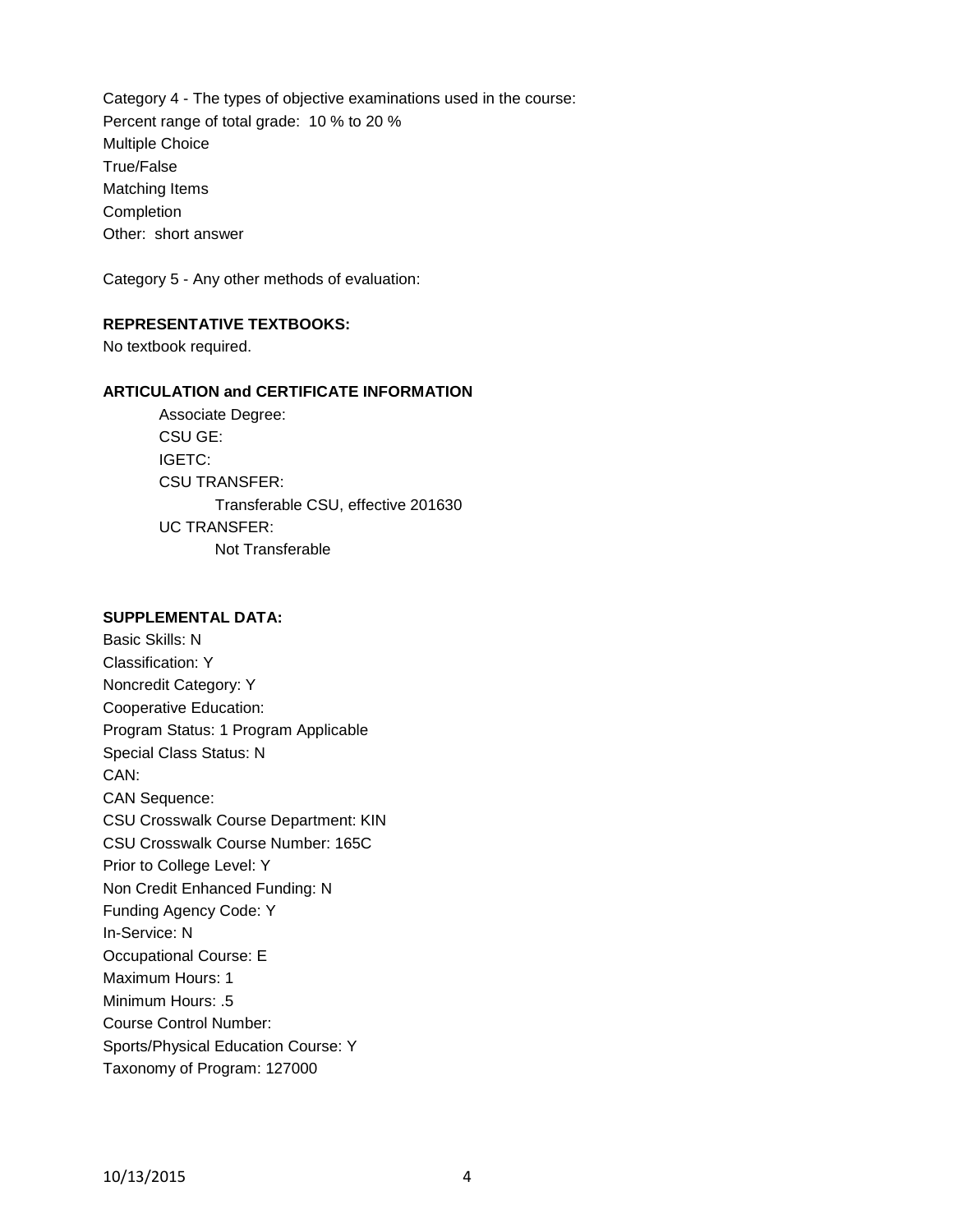Category 4 - The types of objective examinations used in the course:
Percent range of total grade: 10 % to 20 %
Multiple Choice
True/False
Matching Items
Completion
Other: short answer

Category 5 - Any other methods of evaluation:

**REPRESENTATIVE TEXTBOOKS:**

No textbook required.

**ARTICULATION and CERTIFICATE INFORMATION**

Associate Degree:
CSU GE:
IGETC:
CSU TRANSFER:
Transferable CSU, effective 201630
UC TRANSFER:
Not Transferable

**SUPPLEMENTAL DATA:**

Basic Skills: N
Classification: Y
Noncredit Category: Y
Cooperative Education:
Program Status: 1 Program Applicable
Special Class Status: N
CAN:
CAN Sequence:
CSU Crosswalk Course Department: KIN
CSU Crosswalk Course Number: 165C
Prior to College Level: Y
Non Credit Enhanced Funding: N
Funding Agency Code: Y
In-Service: N
Occupational Course: E
Maximum Hours: 1
Minimum Hours: .5
Course Control Number:
Sports/Physical Education Course: Y
Taxonomy of Program: 127000